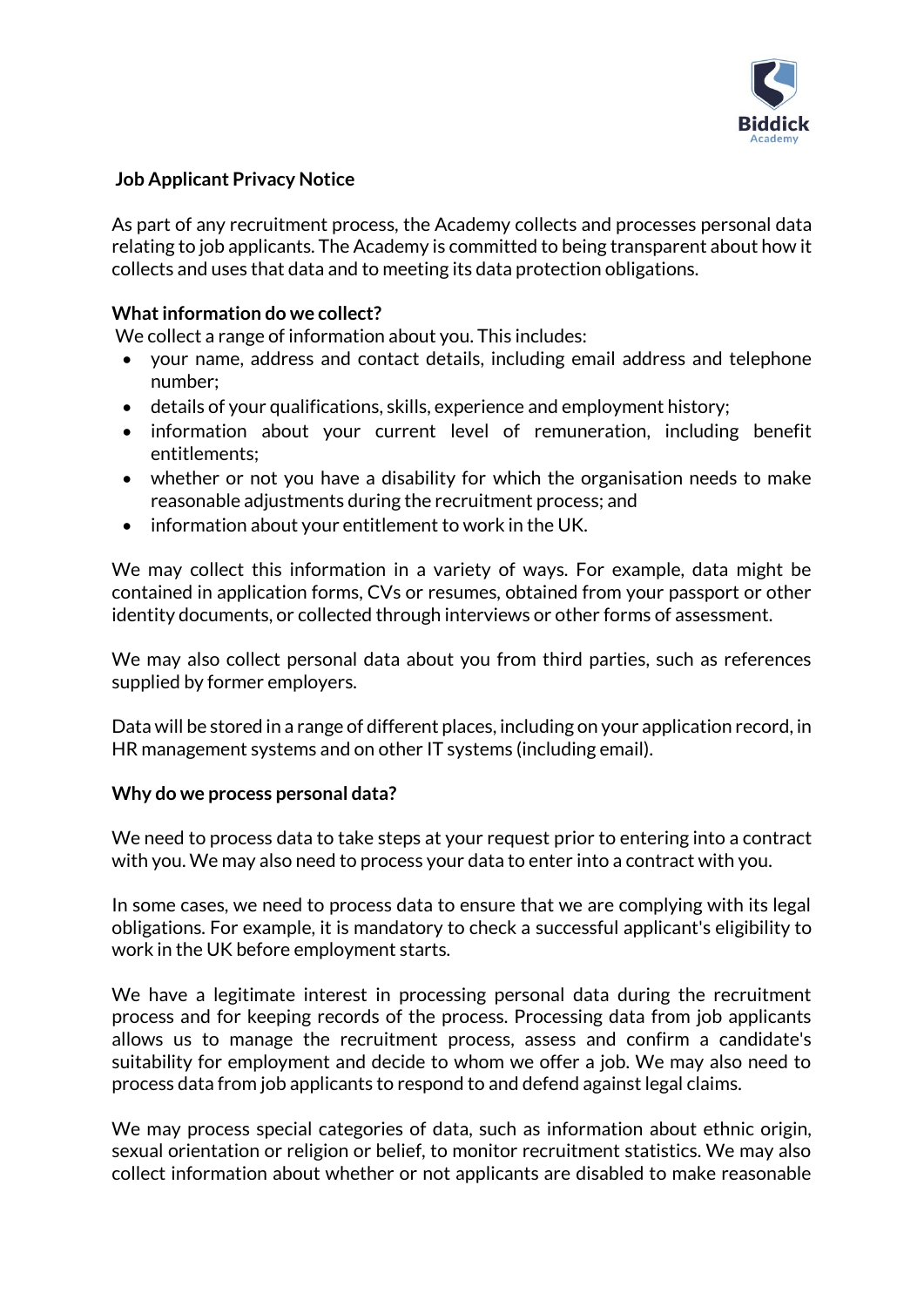## Job Applicant Privacy Notice

As part of any recruitment process, the Academy collects and processes personal data relating to job applicants. The Academy is committed to being transparent about how it collects and uses that data and to meeting its data protection obligations.

### What information do we collect?

We collect a range of information about you. This includes:

- your name, address and contact details, including email address and telephone number;
- details of your qualifications, skills, experience and employment history;
- information about your current level of remuneration, including benefit entitlements;
- whether or not you have a disability for which the organisation needs to make reasonable adjustments during the recruitment process; and
- information about your entitlement to work in the UK.

We may collect this information in a variety of ways. For example, data might be contained in application forms, CVs or resumes, obtained from your passport or other identity documents, or collected through interviews or other forms of assessment.

We may also collect personal data about you from third parties, such as references supplied by former employers.

Data will be stored in a range of different places, including on your application record, in HR management systems and on other IT systems (including email).

### Why do we process personal data?

We need to process data to take steps at your request prior to entering into a contract with you. We may also need to process your data to enter into a contract with you.

In some cases, we need to process data to ensure that we are complying with its legal obligations. For example, it is mandatory to check a successful applicant's eligibility to work in the UK before employment starts.

We have a legitimate interest in processing personal data during the recruitment process and for keeping records of the process. Processing data from job applicants allows us to manage the recruitment process, assess and confirm a candidate's suitability for employment and decide to whom we offer a job. We may also need to process data from job applicants to respond to and defend against legal claims.

We may process special categories of data, such as information about ethnic origin, sexual orientation or religion or belief, to monitor recruitment statistics. We may also collect information about whether or not applicants are disabled to make reasonable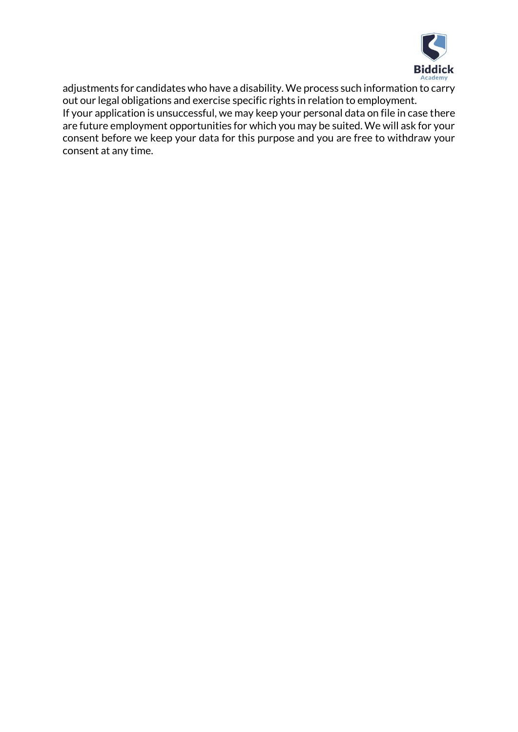adjustments for candidates who have a disability. We process such information to carry out our legal obligations and exercise specific rights in relation to employment.

If your application is unsuccessful, we may keep your personal data on file in case there are future employment opportunities for which you may be suited. We will ask for your consent before we keep your data for this purpose and you are free to withdraw your consent at any time.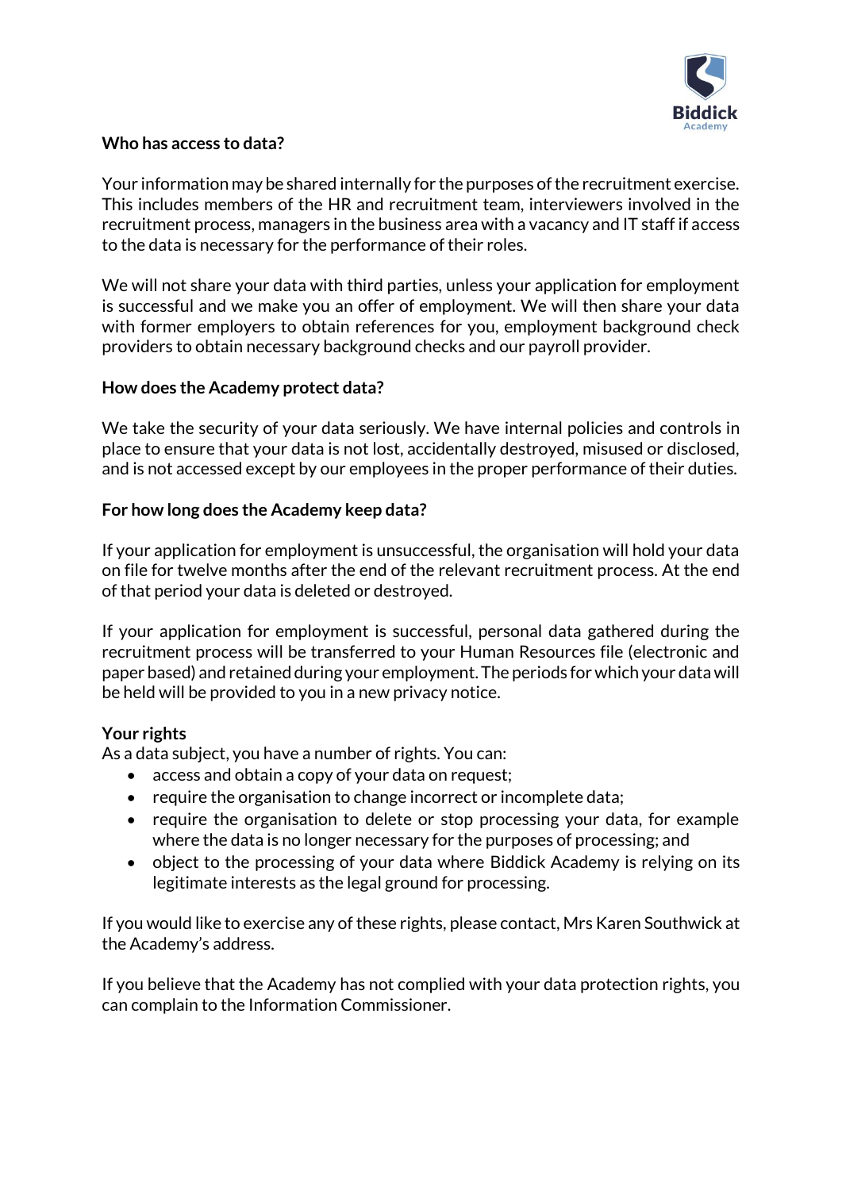## Who has access to data?

Your information may be shared internally for the purposes of the recruitment exercise. This includes members of the HR and recruitment team, interviewers involved in the recruitment process, managers in the business area with a vacancy and IT staff if access to the data is necessary for the performance of their roles.

We will not share your data with third parties, unless your application for employment is successful and we make you an offer of employment. We will then share your data with former employers to obtain references for you, employment background check providers to obtain necessary background checks and our payroll provider.

## How does the Academy protect data?

We take the security of your data seriously. We have internal policies and controls in place to ensure that your data is not lost, accidentally destroyed, misused or disclosed, and is not accessed except by our employees in the proper performance of their duties.

## For how long does the Academy keep data?

If your application for employment is unsuccessful, the organisation will hold your data on file for twelve months after the end of the relevant recruitment process. At the end of that period your data is deleted or destroyed.

If your application for employment is successful, personal data gathered during the recruitment process will be transferred to your Human Resources file (electronic and paper based) and retained during your employment. The periods for which your data will be held will be provided to you in a new privacy notice.

## Your rights

As a data subject, you have a number of rights. You can:

- access and obtain a copy of your data on request;
- require the organisation to change incorrect or incomplete data;
- require the organisation to delete or stop processing your data, for example where the data is no longer necessary for the purposes of processing; and
- object to the processing of your data where Biddick Academy is relying on its legitimate interests as the legal ground for processing.

If you would like to exercise any of these rights, please contact, Mrs Karen Southwick at the Academy's address.

If you believe that the Academy has not complied with your data protection rights, you can complain to the Information Commissioner.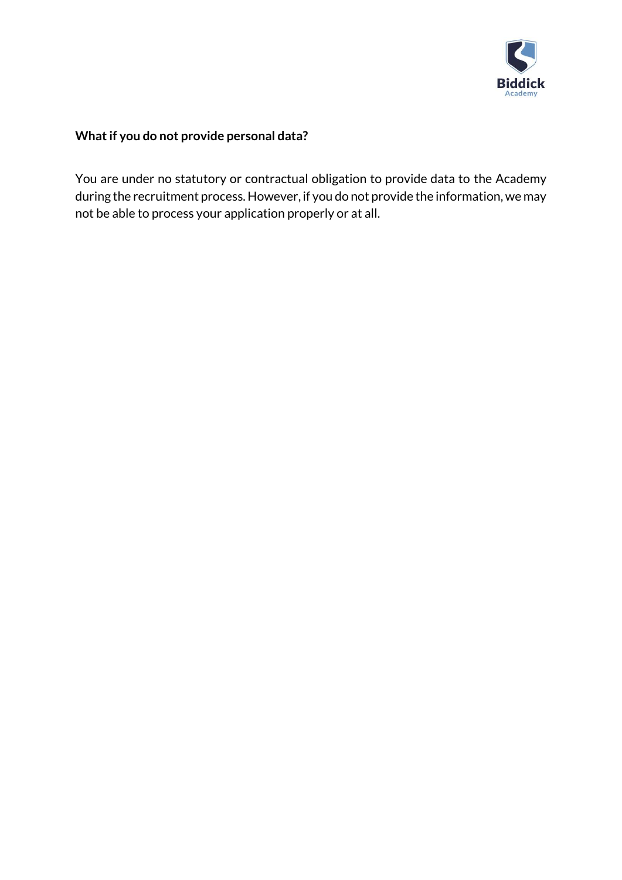**What if you do not provide personal data?**

You are under no statutory or contractual obligation to provide data to the Academy during the recruitment process. However, if you do not provide the information, we may not be able to process your application properly or at all.